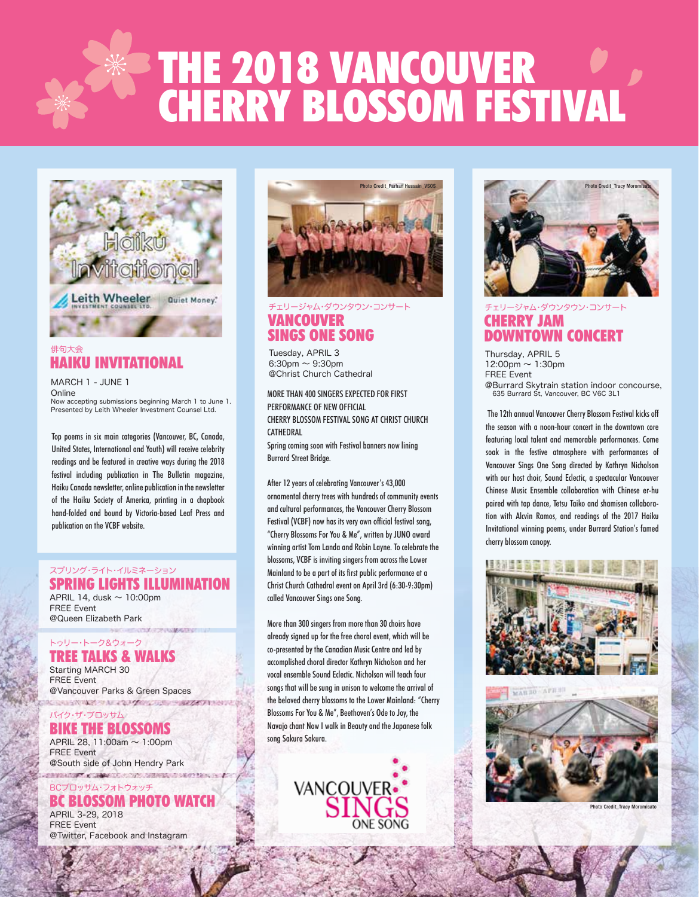# THE 2018 VANCOUVER CHERRY BLOSSOM FESTIVAL

Haiku Invitational

Leith Wheeler INVESTMENT COUNSEL LTD. | Quiet Money.

俳句大会

## HAIKU INVITATIONAL

MARCH 1 - JUNE 1
Online
Now accepting submissions beginning March 1 to June 1.
Presented by Leith Wheeler Investment Counsel Ltd.

Top poems in six main categories (Vancouver, BC, Canada, United States, International and Youth) will receive celebrity readings and be featured in creative ways during the 2018 festival including publication in The Bulletin magazine, Haiku Canada newsletter, online publication in the newsletter of the Haiku Society of America, printing in a chapbook hand-folded and bound by Victoria-based Leaf Press and publication on the VCBF website.

スプリング・ライト・イルミネーション

## SPRING LIGHTS ILLUMINATION

APRIL 14, dusk 〜 10:00pm
FREE Event
@Queen Elizabeth Park

トゥリー・トーク&ウォーク

## TREE TALKS & WALKS

Starting MARCH 30
FREE Event
@Vancouver Parks & Green Spaces

バイク・ザ・ブロッサム

## BIKE THE BLOSSOMS

APRIL 28, 11:00am 〜 1:00pm
FREE Event
@South side of John Hendry Park

BCブロッサム・フォトウォッチ

## BC BLOSSOM PHOTO WATCH

APRIL 3-29, 2018
FREE Event
@Twitter, Facebook and Instagram

Photo Credit_Farhan Hussain_VSOS

チェリージャム・ダウンタウン・コンサート

## VANCOUVER SINGS ONE SONG

Tuesday, APRIL 3
6:30pm 〜 9:30pm
@Christ Church Cathedral

MORE THAN 400 SINGERS EXPECTED FOR FIRST PERFORMANCE OF NEW OFFICIAL CHERRY BLOSSOM FESTIVAL SONG AT CHRIST CHURCH CATHEDRAL
Spring coming soon with Festival banners now lining Burrard Street Bridge.

After 12 years of celebrating Vancouver's 43,000 ornamental cherry trees with hundreds of community events and cultural performances, the Vancouver Cherry Blossom Festival (VCBF) now has its very own official festival song, "Cherry Blossoms For You & Me", written by JUNO award winning artist Tom Landa and Robin Layne. To celebrate the blossoms, VCBF is inviting singers from across the Lower Mainland to be a part of its first public performance at a Christ Church Cathedral event on April 3rd (6:30-9:30pm) called Vancouver Sings one Song.

More than 300 singers from more than 30 choirs have already signed up for the free choral event, which will be co-presented by the Canadian Music Centre and led by accomplished choral director Kathryn Nicholson and her vocal ensemble Sound Eclectic. Nicholson will teach four songs that will be sung in unison to welcome the arrival of the beloved cherry blossoms to the Lower Mainland: "Cherry Blossoms For You & Me", Beethoven's Ode to Joy, the Navajo chant Now I walk in Beauty and the Japanese folk song Sakura Sakura.

VANCOUVER SINGS ONE SONG

Photo Credit_Tracy Moromisato

チェリージャム・ダウンタウン・コンサート

## CHERRY JAM DOWNTOWN CONCERT

Thursday, APRIL 5
12:00pm 〜 1:30pm
FREE Event
@Burrard Skytrain station indoor concourse, 635 Burrard St, Vancouver, BC V6C 3L1

The 12th annual Vancouver Cherry Blossom Festival kicks off the season with a noon-hour concert in the downtown core featuring local talent and memorable performances. Come soak in the festive atmosphere with performances of Vancouver Sings One Song directed by Kathryn Nicholson with our host choir, Sound Eclectic, a spectacular Vancouver Chinese Music Ensemble collaboration with Chinese er-hu paired with tap dance, Tetsu Taiko and shamisen collaboration with Alcvin Ramos, and readings of the 2017 Haiku Invitational winning poems, under Burrard Station's famed cherry blossom canopy.

Photo Credit_Tracy Moromisato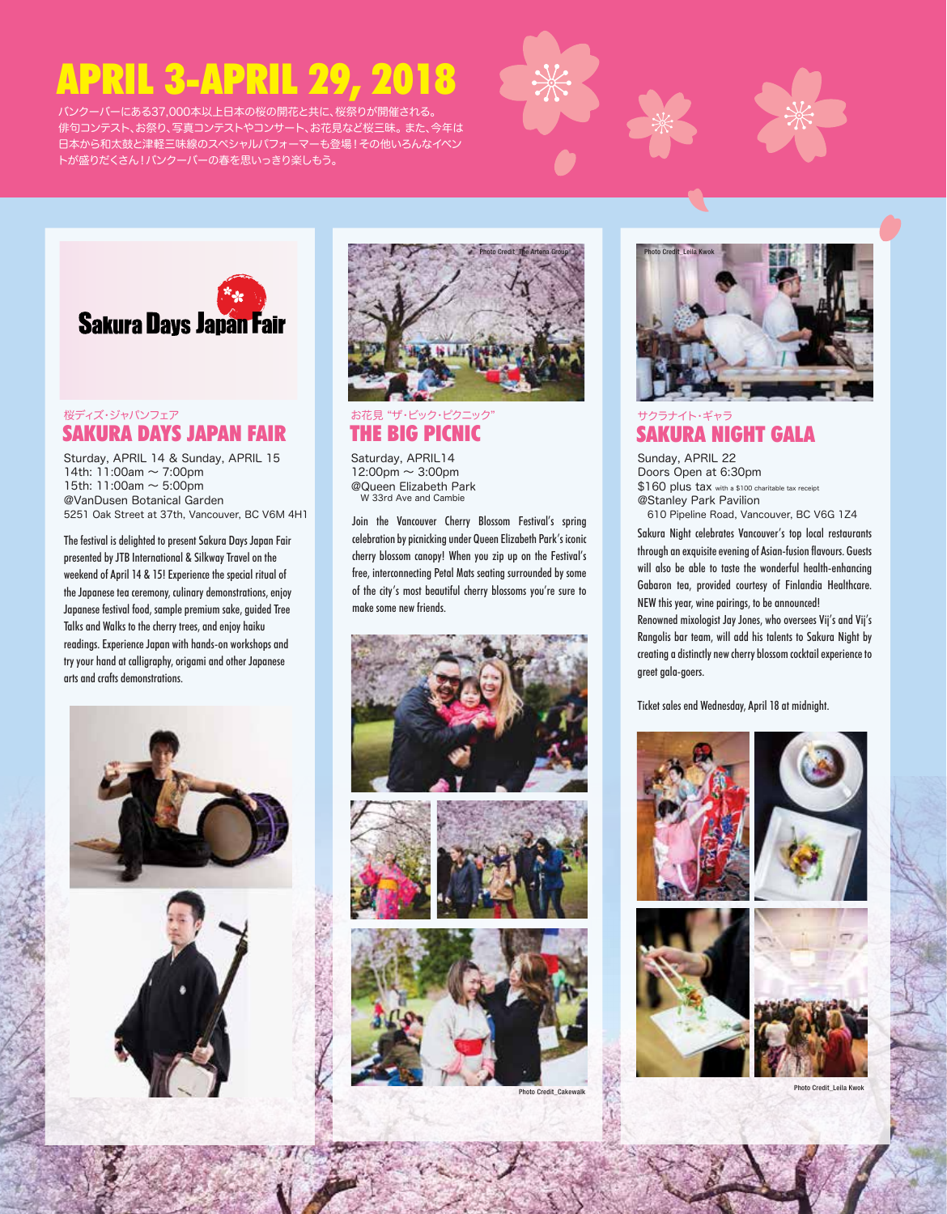# APRIL 3-APRIL 29, 2018

バンクーバーにある37,000本以上日本の桜の開花と共に、桜祭りが開催される。俳句コンテスト、お祭り、写真コンテストやコンサート、お花見など桜三昧。また、今年は日本から和太鼓と津軽三味線のスペシャルパフォーマーも登場！その他いろんなイベントが盛りだくさん！バンクーバーの春を思いっきり楽しもう。

Sakura Days Japan Fair

桜ディズ・ジャパンフェア

## SAKURA DAYS JAPAN FAIR

Sturday, APRIL 14 & Sunday, APRIL 15
14th: 11:00am ～ 7:00pm
15th: 11:00am ～ 5:00pm
@VanDusen Botanical Garden
5251 Oak Street at 37th, Vancouver, BC V6M 4H1

The festival is delighted to present Sakura Days Japan Fair presented by JTB International & Silkway Travel on the weekend of April 14 & 15! Experience the special ritual of the Japanese tea ceremony, culinary demonstrations, enjoy Japanese festival food, sample premium sake, guided Tree Talks and Walks to the cherry trees, and enjoy haiku readings. Experience Japan with hands-on workshops and try your hand at calligraphy, origami and other Japanese arts and crafts demonstrations.

Photo Credit_The Artona Group

お花見 "ザ・ビッグ・ピクニック"

## THE BIG PICNIC

Saturday, APRIL14
12:00pm ～ 3:00pm
@Queen Elizabeth Park
W 33rd Ave and Cambie

Join the Vancouver Cherry Blossom Festival's spring celebration by picnicking under Queen Elizabeth Park's iconic cherry blossom canopy! When you zip up on the Festival's free, interconnecting Petal Mats seating surrounded by some of the city's most beautiful cherry blossoms you're sure to make some new friends.

Photo Credit_Cakewalk

Photo Credit_Leila Kwok

サクラナイト・ギャラ

## SAKURA NIGHT GALA

Sunday, APRIL 22
Doors Open at 6:30pm
$160 plus tax with a $100 charitable tax receipt
@Stanley Park Pavilion
610 Pipeline Road, Vancouver, BC V6G 1Z4

Sakura Night celebrates Vancouver's top local restaurants through an exquisite evening of Asian-fusion flavours. Guests will also be able to taste the wonderful health-enhancing Gabaron tea, provided courtesy of Finlandia Healthcare. NEW this year, wine pairings, to be announced!
Renowned mixologist Jay Jones, who oversees Vij's and Vij's Rangolis bar team, will add his talents to Sakura Night by creating a distinctly new cherry blossom cocktail experience to greet gala-goers.

Ticket sales end Wednesday, April 18 at midnight.

Photo Credit_Leila Kwok